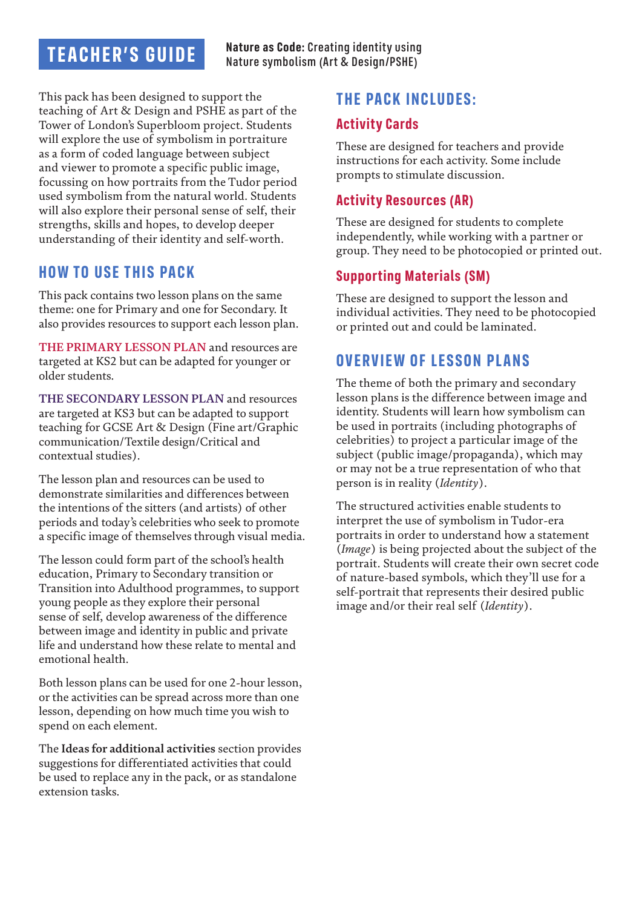# TEACHER'S GUIDE

**Nature as Code:** Creating identity using Nature symbolism (Art & Design/PSHE)

This pack has been designed to support the teaching of Art & Design and PSHE as part of the Tower of London's Superbloom project. Students will explore the use of symbolism in portraiture as a form of coded language between subject and viewer to promote a specific public image, focussing on how portraits from the Tudor period used symbolism from the natural world. Students will also explore their personal sense of self, their strengths, skills and hopes, to develop deeper understanding of their identity and self-worth.

## HOW TO USE THIS PACK

This pack contains two lesson plans on the same theme: one for Primary and one for Secondary. It also provides resources to support each lesson plan.

THE PRIMARY LESSON PLAN and resources are targeted at KS2 but can be adapted for younger or older students.

THE SECONDARY LESSON PLAN and resources are targeted at KS3 but can be adapted to support teaching for GCSE Art & Design (Fine art/Graphic communication/Textile design/Critical and contextual studies).

The lesson plan and resources can be used to demonstrate similarities and differences between the intentions of the sitters (and artists) of other periods and today's celebrities who seek to promote a specific image of themselves through visual media.

The lesson could form part of the school's health education, Primary to Secondary transition or Transition into Adulthood programmes, to support young people as they explore their personal sense of self, develop awareness of the difference between image and identity in public and private life and understand how these relate to mental and emotional health.

Both lesson plans can be used for one 2-hour lesson, or the activities can be spread across more than one lesson, depending on how much time you wish to spend on each element.

The **Ideas for additional activities** section provides suggestions for differentiated activities that could be used to replace any in the pack, or as standalone extension tasks.

## THE PACK INCLUDES:

### Activity Cards

These are designed for teachers and provide instructions for each activity. Some include prompts to stimulate discussion.

### Activity Resources (AR)

These are designed for students to complete independently, while working with a partner or group. They need to be photocopied or printed out.

### Supporting Materials (SM)

These are designed to support the lesson and individual activities. They need to be photocopied or printed out and could be laminated.

## OVERVIEW OF LESSON PLANS

The theme of both the primary and secondary lesson plans is the difference between image and identity. Students will learn how symbolism can be used in portraits (including photographs of celebrities) to project a particular image of the subject (public image/propaganda), which may or may not be a true representation of who that person is in reality (*Identity*).

The structured activities enable students to interpret the use of symbolism in Tudor-era portraits in order to understand how a statement (*Image*) is being projected about the subject of the portrait. Students will create their own secret code of nature-based symbols, which they'll use for a self-portrait that represents their desired public image and/or their real self (*Identity*).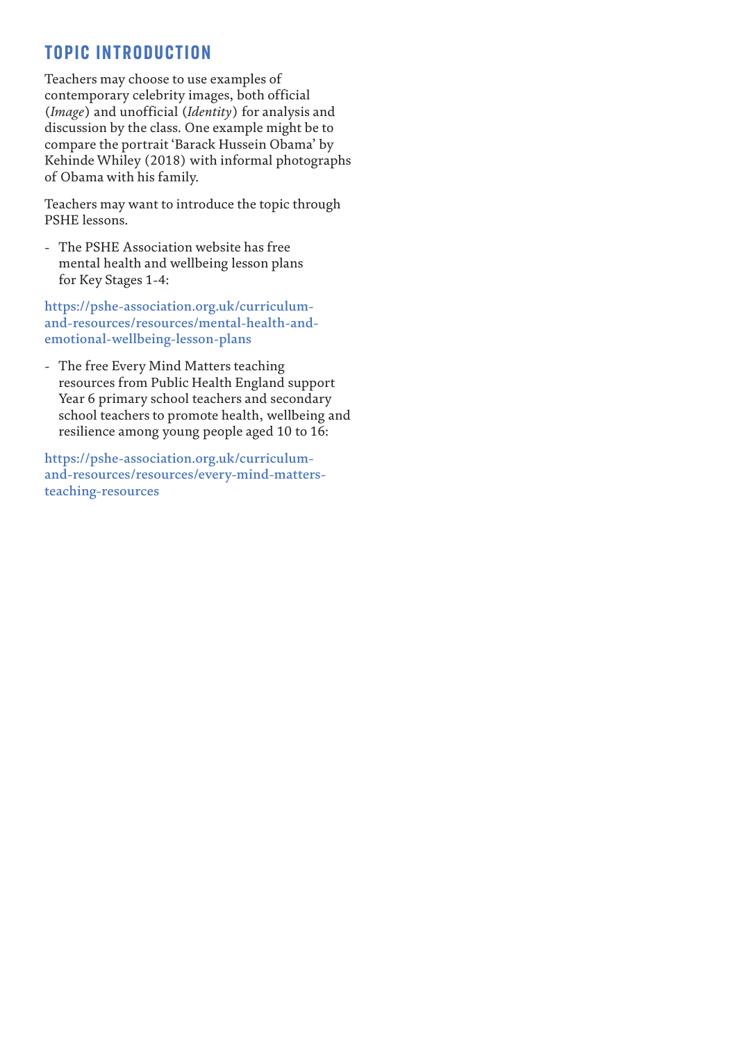## TOPIC INTRODUCTION

Teachers may choose to use examples of contemporary celebrity images, both official (*Image*) and unofficial (*Identity*) for analysis and discussion by the class. One example might be to compare the portrait 'Barack Hussein Obama' by Kehinde Whiley (2018) with informal photographs of Obama with his family.

Teachers may want to introduce the topic through PSHE lessons.

- The PSHE Association website has free mental health and wellbeing lesson plans for Key Stages 1-4:

https://pshe-association.org.uk/curriculum-and-resources/resources/mental-health-and-emotional-wellbeing-lesson-plans

- The free Every Mind Matters teaching resources from Public Health England support Year 6 primary school teachers and secondary school teachers to promote health, wellbeing and resilience among young people aged 10 to 16:

https://pshe-association.org.uk/curriculum-and-resources/resources/every-mind-matters-teaching-resources